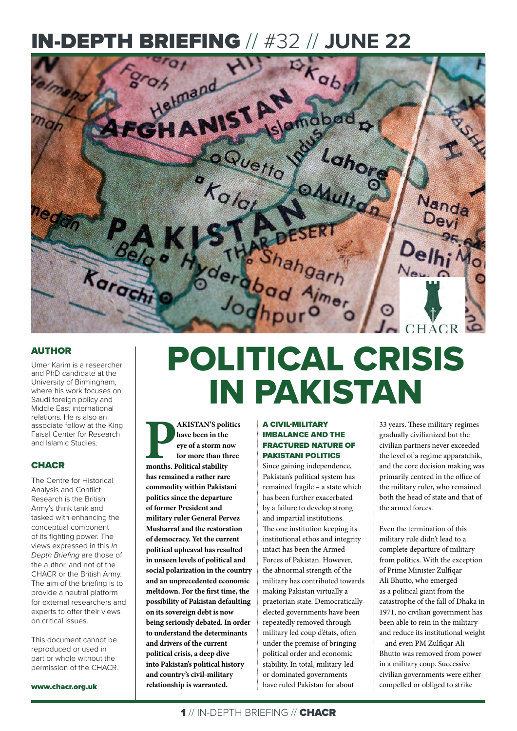# IN-DEPTH BRIEFING // #32 // JUNE 22

# POLITICAL CRISIS IN PAKISTAN

## AUTHOR

Umer Karim is a researcher and PhD candidate at the University of Birmingham, where his work focuses on Saudi foreign policy and Middle East international relations. He is also an associate fellow at the King Faisal Center for Research and Islamic Studies.

## CHACR

The Centre for Historical Analysis and Conflict Research is the British Army's think tank and tasked with enhancing the conceptual component of its fighting power. The views expressed in this *In Depth Briefing* are those of the author, and not of the CHACR or the British Army. The aim of the briefing is to provide a neutral platform for external researchers and experts to offer their views on critical issues.

This document cannot be reproduced or used in part or whole without the permission of the CHACR.

**www.chacr.org.uk**

**PAKISTAN'S politics have been in the eye of a storm now for more than three months. Political stability has remained a rather rare commodity within Pakistani politics since the departure of former President and military ruler General Pervez Musharraf and the restoration of democracy. Yet the current political upheaval has resulted in unseen levels of political and social polarization in the country and an unprecedented economic meltdown. For the first time, the possibility of Pakistan defaulting on its sovereign debt is now being seriously debated. In order to understand the determinants and drivers of the current political crisis, a deep dive into Pakistan's political history and country's civil-military relationship is warranted.**

### A CIVIL-MILITARY IMBALANCE AND THE FRACTURED NATURE OF PAKISTANI POLITICS

Since gaining independence, Pakistan's political system has remained fragile – a state which has been further exacerbated by a failure to develop strong and impartial institutions. The one institution keeping its institutional ethos and integrity intact has been the Armed Forces of Pakistan. However, the abnormal strength of the military has contributed towards making Pakistan virtually a praetorian state. Democratically-elected governments have been repeatedly removed through military led coup dětats, often under the premise of bringing political order and economic stability. In total, military-led or dominated governments have ruled Pakistan for about 33 years. These military regimes gradually civilianized but the civilian partners never exceeded the level of a regime apparatchik, and the core decision making was primarily centred in the office of the military ruler, who remained both the head of state and that of the armed forces.

Even the termination of this military rule didn't lead to a complete departure of military from politics. With the exception of Prime Minister Zulfiqar Ali Bhutto, who emerged as a political giant from the catastrophe of the fall of Dhaka in 1971, no civilian government has been able to rein in the military and reduce its institutional weight – and even PM Zulfiqar Ali Bhutto was removed from power in a military coup. Successive civilian governments were either compelled or obliged to strike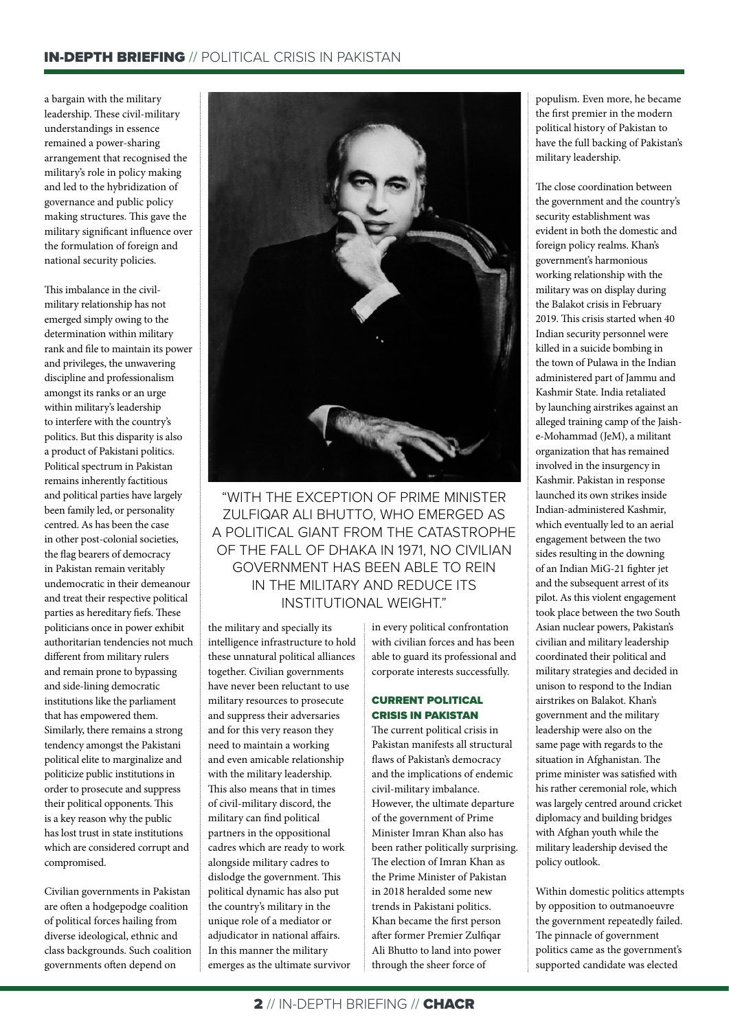a bargain with the military leadership. These civil-military understandings in essence remained a power-sharing arrangement that recognised the military's role in policy making and led to the hybridization of governance and public policy making structures. This gave the military significant influence over the formulation of foreign and national security policies.

This imbalance in the civil-military relationship has not emerged simply owing to the determination within military rank and file to maintain its power and privileges, the unwavering discipline and professionalism amongst its ranks or an urge within military's leadership to interfere with the country's politics. But this disparity is also a product of Pakistani politics. Political spectrum in Pakistan remains inherently factitious and political parties have largely been family led, or personality centred. As has been the case in other post-colonial societies, the flag bearers of democracy in Pakistan remain veritably undemocratic in their demeanour and treat their respective political parties as hereditary fiefs. These politicians once in power exhibit authoritarian tendencies not much different from military rulers and remain prone to bypassing and side-lining democratic institutions like the parliament that has empowered them. Similarly, there remains a strong tendency amongst the Pakistani political elite to marginalize and politicize public institutions in order to prosecute and suppress their political opponents. This is a key reason why the public has lost trust in state institutions which are considered corrupt and compromised.

Civilian governments in Pakistan are often a hodgepodge coalition of political forces hailing from diverse ideological, ethnic and class backgrounds. Such coalition governments often depend on the military and specially its intelligence infrastructure to hold these unnatural political alliances together. Civilian governments have never been reluctant to use military resources to prosecute and suppress their adversaries and for this very reason they need to maintain a working and even amicable relationship with the military leadership. This also means that in times of civil-military discord, the military can find political partners in the oppositional cadres which are ready to work alongside military cadres to dislodge the government. This political dynamic has also put the country's military in the unique role of a mediator or adjudicator in national affairs. In this manner the military emerges as the ultimate survivor in every political confrontation with civilian forces and has been able to guard its professional and corporate interests successfully.

"WITH THE EXCEPTION OF PRIME MINISTER ZULFIQAR ALI BHUTTO, WHO EMERGED AS A POLITICAL GIANT FROM THE CATASTROPHE OF THE FALL OF DHAKA IN 1971, NO CIVILIAN GOVERNMENT HAS BEEN ABLE TO REIN IN THE MILITARY AND REDUCE ITS INSTITUTIONAL WEIGHT."

## CURRENT POLITICAL CRISIS IN PAKISTAN

The current political crisis in Pakistan manifests all structural flaws of Pakistan's democracy and the implications of endemic civil-military imbalance. However, the ultimate departure of the government of Prime Minister Imran Khan also has been rather politically surprising. The election of Imran Khan as the Prime Minister of Pakistan in 2018 heralded some new trends in Pakistani politics. Khan became the first person after former Premier Zulfiqar Ali Bhutto to land into power through the sheer force of populism. Even more, he became the first premier in the modern political history of Pakistan to have the full backing of Pakistan's military leadership.

The close coordination between the government and the country's security establishment was evident in both the domestic and foreign policy realms. Khan's government's harmonious working relationship with the military was on display during the Balakot crisis in February 2019. This crisis started when 40 Indian security personnel were killed in a suicide bombing in the town of Pulawa in the Indian administered part of Jammu and Kashmir State. India retaliated by launching airstrikes against an alleged training camp of the Jaish-e-Mohammad (JeM), a militant organization that has remained involved in the insurgency in Kashmir. Pakistan in response launched its own strikes inside Indian-administered Kashmir, which eventually led to an aerial engagement between the two sides resulting in the downing of an Indian MiG-21 fighter jet and the subsequent arrest of its pilot. As this violent engagement took place between the two South Asian nuclear powers, Pakistan's civilian and military leadership coordinated their political and military strategies and decided in unison to respond to the Indian airstrikes on Balakot. Khan's government and the military leadership were also on the same page with regards to the situation in Afghanistan. The prime minister was satisfied with his rather ceremonial role, which was largely centred around cricket diplomacy and building bridges with Afghan youth while the military leadership devised the policy outlook.

Within domestic politics attempts by opposition to outmanoeuvre the government repeatedly failed. The pinnacle of government politics came as the government's supported candidate was elected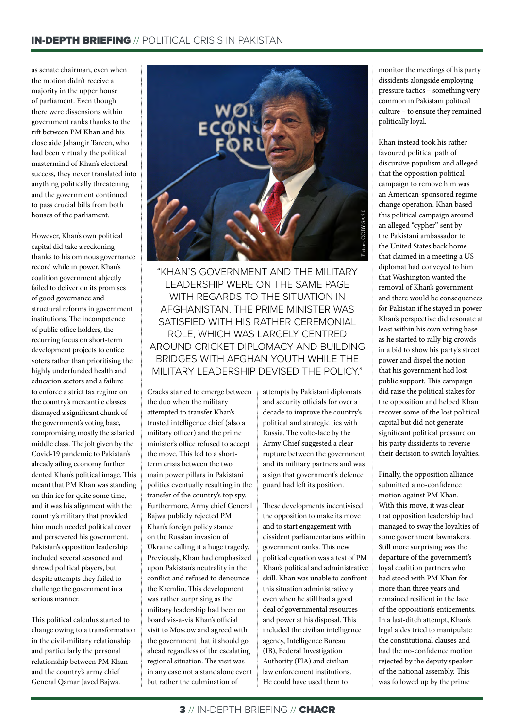as senate chairman, even when the motion didn't receive a majority in the upper house of parliament. Even though there were dissensions within government ranks thanks to the rift between PM Khan and his close aide Jahangir Tareen, who had been virtually the political mastermind of Khan's electoral success, they never translated into anything politically threatening and the government continued to pass crucial bills from both houses of the parliament.

However, Khan's own political capital did take a reckoning thanks to his ominous governance record while in power. Khan's coalition government abjectly failed to deliver on its promises of good governance and structural reforms in government institutions. The incompetence of public office holders, the recurring focus on short-term development projects to entice voters rather than prioritising the highly underfunded health and education sectors and a failure to enforce a strict tax regime on the country's mercantile classes dismayed a significant chunk of the government's voting base, compromising mostly the salaried middle class. The jolt given by the Covid-19 pandemic to Pakistan's already ailing economy further dented Khan's political image. This meant that PM Khan was standing on thin ice for quite some time, and it was his alignment with the country's military that provided him much needed political cover and persevered his government. Pakistan's opposition leadership included several seasoned and shrewd political players, but despite attempts they failed to challenge the government in a serious manner.

This political calculus started to change owing to a transformation in the civil-military relationship and particularly the personal relationship between PM Khan and the country's army chief General Qamar Javed Bajwa.

Picture: CC BY-SA 2.0

"KHAN'S GOVERNMENT AND THE MILITARY LEADERSHIP WERE ON THE SAME PAGE WITH REGARDS TO THE SITUATION IN AFGHANISTAN. THE PRIME MINISTER WAS SATISFIED WITH HIS RATHER CEREMONIAL ROLE, WHICH WAS LARGELY CENTRED AROUND CRICKET DIPLOMACY AND BUILDING BRIDGES WITH AFGHAN YOUTH WHILE THE MILITARY LEADERSHIP DEVISED THE POLICY."

Cracks started to emerge between the duo when the military attempted to transfer Khan's trusted intelligence chief (also a military officer) and the prime minister's office refused to accept the move. This led to a short-term crisis between the two main power pillars in Pakistani politics eventually resulting in the transfer of the country's top spy. Furthermore, Army chief General Bajwa publicly rejected PM Khan's foreign policy stance on the Russian invasion of Ukraine calling it a huge tragedy. Previously, Khan had emphasized upon Pakistan's neutrality in the conflict and refused to denounce the Kremlin. This development was rather surprising as the military leadership had been on board vis-a-vis Khan's official visit to Moscow and agreed with the government that it should go ahead regardless of the escalating regional situation. The visit was in any case not a standalone event but rather the culmination of attempts by Pakistani diplomats and security officials for over a decade to improve the country's political and strategic ties with Russia. The volte-face by the Army Chief suggested a clear rupture between the government and its military partners and was a sign that government's defence guard had left its position.

These developments incentivised the opposition to make its move and to start engagement with dissident parliamentarians within government ranks. This new political equation was a test of PM Khan's political and administrative skill. Khan was unable to confront this situation administratively even when he still had a good deal of governmental resources and power at his disposal. This included the civilian intelligence agency, Intelligence Bureau (IB), Federal Investigation Authority (FIA) and civilian law enforcement institutions. He could have used them to monitor the meetings of his party dissidents alongside employing pressure tactics – something very common in Pakistani political culture – to ensure they remained politically loyal.

Khan instead took his rather favoured political path of discursive populism and alleged that the opposition political campaign to remove him was an American-sponsored regime change operation. Khan based this political campaign around an alleged "cypher" sent by the Pakistani ambassador to the United States back home that claimed in a meeting a US diplomat had conveyed to him that Washington wanted the removal of Khan's government and there would be consequences for Pakistan if he stayed in power. Khan's perspective did resonate at least within his own voting base as he started to rally big crowds in a bid to show his party's street power and dispel the notion that his government had lost public support. This campaign did raise the political stakes for the opposition and helped Khan recover some of the lost political capital but did not generate significant political pressure on his party dissidents to reverse their decision to switch loyalties.

Finally, the opposition alliance submitted a no-confidence motion against PM Khan. With this move, it was clear that opposition leadership had managed to sway the loyalties of some government lawmakers. Still more surprising was the departure of the government's loyal coalition partners who had stood with PM Khan for more than three years and remained resilient in the face of the opposition's enticements. In a last-ditch attempt, Khan's legal aides tried to manipulate the constitutional clauses and had the no-confidence motion rejected by the deputy speaker of the national assembly. This was followed up by the prime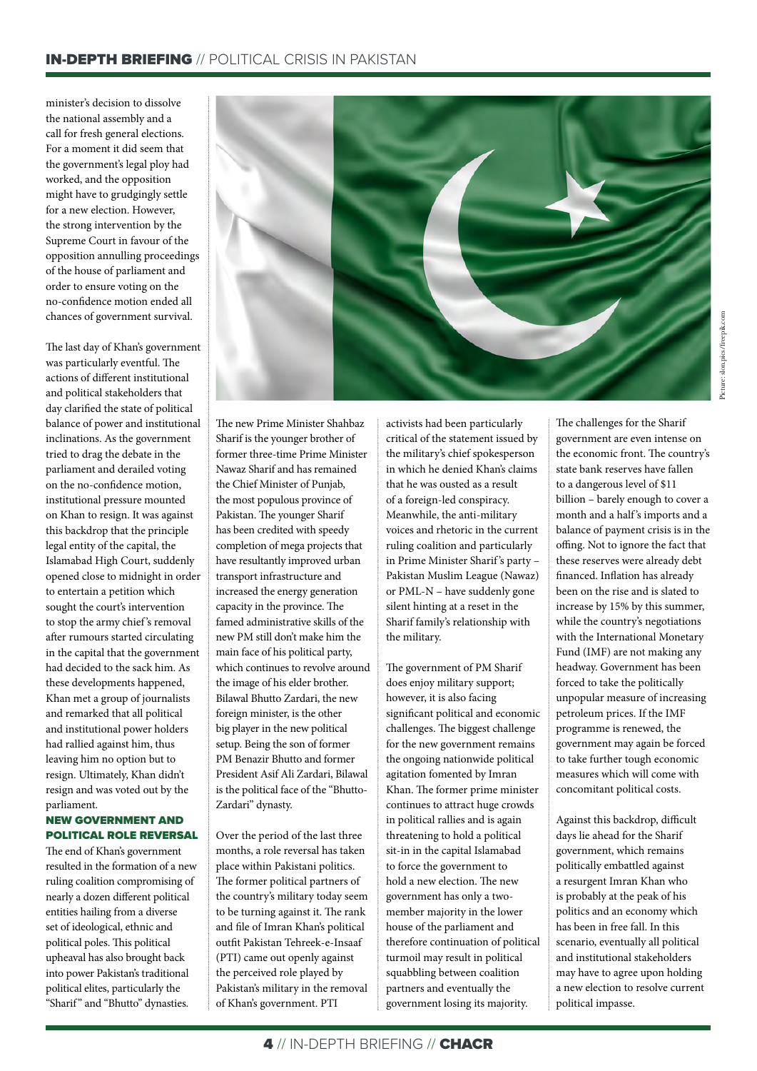minister's decision to dissolve the national assembly and a call for fresh general elections. For a moment it did seem that the government's legal ploy had worked, and the opposition might have to grudgingly settle for a new election. However, the strong intervention by the Supreme Court in favour of the opposition annulling proceedings of the house of parliament and order to ensure voting on the no-confidence motion ended all chances of government survival.

The last day of Khan's government was particularly eventful. The actions of different institutional and political stakeholders that day clarified the state of political balance of power and institutional inclinations. As the government tried to drag the debate in the parliament and derailed voting on the no-confidence motion, institutional pressure mounted on Khan to resign. It was against this backdrop that the principle legal entity of the capital, the Islamabad High Court, suddenly opened close to midnight in order to entertain a petition which sought the court's intervention to stop the army chief's removal after rumours started circulating in the capital that the government had decided to the sack him. As these developments happened, Khan met a group of journalists and remarked that all political and institutional power holders had rallied against him, thus leaving him no option but to resign. Ultimately, Khan didn't resign and was voted out by the parliament.

### NEW GOVERNMENT AND POLITICAL ROLE REVERSAL

The end of Khan's government resulted in the formation of a new ruling coalition compromising of nearly a dozen different political entities hailing from a diverse set of ideological, ethnic and political poles. This political upheaval has also brought back into power Pakistan's traditional political elites, particularly the "Sharif" and "Bhutto" dynasties.

Picture: slon.pics/freepik.com

The new Prime Minister Shahbaz Sharif is the younger brother of former three-time Prime Minister Nawaz Sharif and has remained the Chief Minister of Punjab, the most populous province of Pakistan. The younger Sharif has been credited with speedy completion of mega projects that have resultantly improved urban transport infrastructure and increased the energy generation capacity in the province. The famed administrative skills of the new PM still don't make him the main face of his political party, which continues to revolve around the image of his elder brother. Bilawal Bhutto Zardari, the new foreign minister, is the other big player in the new political setup. Being the son of former PM Benazir Bhutto and former President Asif Ali Zardari, Bilawal is the political face of the "Bhutto-Zardari" dynasty.

Over the period of the last three months, a role reversal has taken place within Pakistani politics. The former political partners of the country's military today seem to be turning against it. The rank and file of Imran Khan's political outfit Pakistan Tehreek-e-Insaaf (PTI) came out openly against the perceived role played by Pakistan's military in the removal of Khan's government. PTI activists had been particularly critical of the statement issued by the military's chief spokesperson in which he denied Khan's claims that he was ousted as a result of a foreign-led conspiracy. Meanwhile, the anti-military voices and rhetoric in the current ruling coalition and particularly in Prime Minister Sharif's party – Pakistan Muslim League (Nawaz) or PML-N – have suddenly gone silent hinting at a reset in the Sharif family's relationship with the military.

The government of PM Sharif does enjoy military support; however, it is also facing significant political and economic challenges. The biggest challenge for the new government remains the ongoing nationwide political agitation fomented by Imran Khan. The former prime minister continues to attract huge crowds in political rallies and is again threatening to hold a political sit-in in the capital Islamabad to force the government to hold a new election. The new government has only a two-member majority in the lower house of the parliament and therefore continuation of political turmoil may result in political squabbling between coalition partners and eventually the government losing its majority.

The challenges for the Sharif government are even intense on the economic front. The country's state bank reserves have fallen to a dangerous level of $11 billion – barely enough to cover a month and a half's imports and a balance of payment crisis is in the offing. Not to ignore the fact that these reserves were already debt financed. Inflation has already been on the rise and is slated to increase by 15% by this summer, while the country's negotiations with the International Monetary Fund (IMF) are not making any headway. Government has been forced to take the politically unpopular measure of increasing petroleum prices. If the IMF programme is renewed, the government may again be forced to take further tough economic measures which will come with concomitant political costs.

Against this backdrop, difficult days lie ahead for the Sharif government, which remains politically embattled against a resurgent Imran Khan who is probably at the peak of his politics and an economy which has been in free fall. In this scenario, eventually all political and institutional stakeholders may have to agree upon holding a new election to resolve current political impasse.